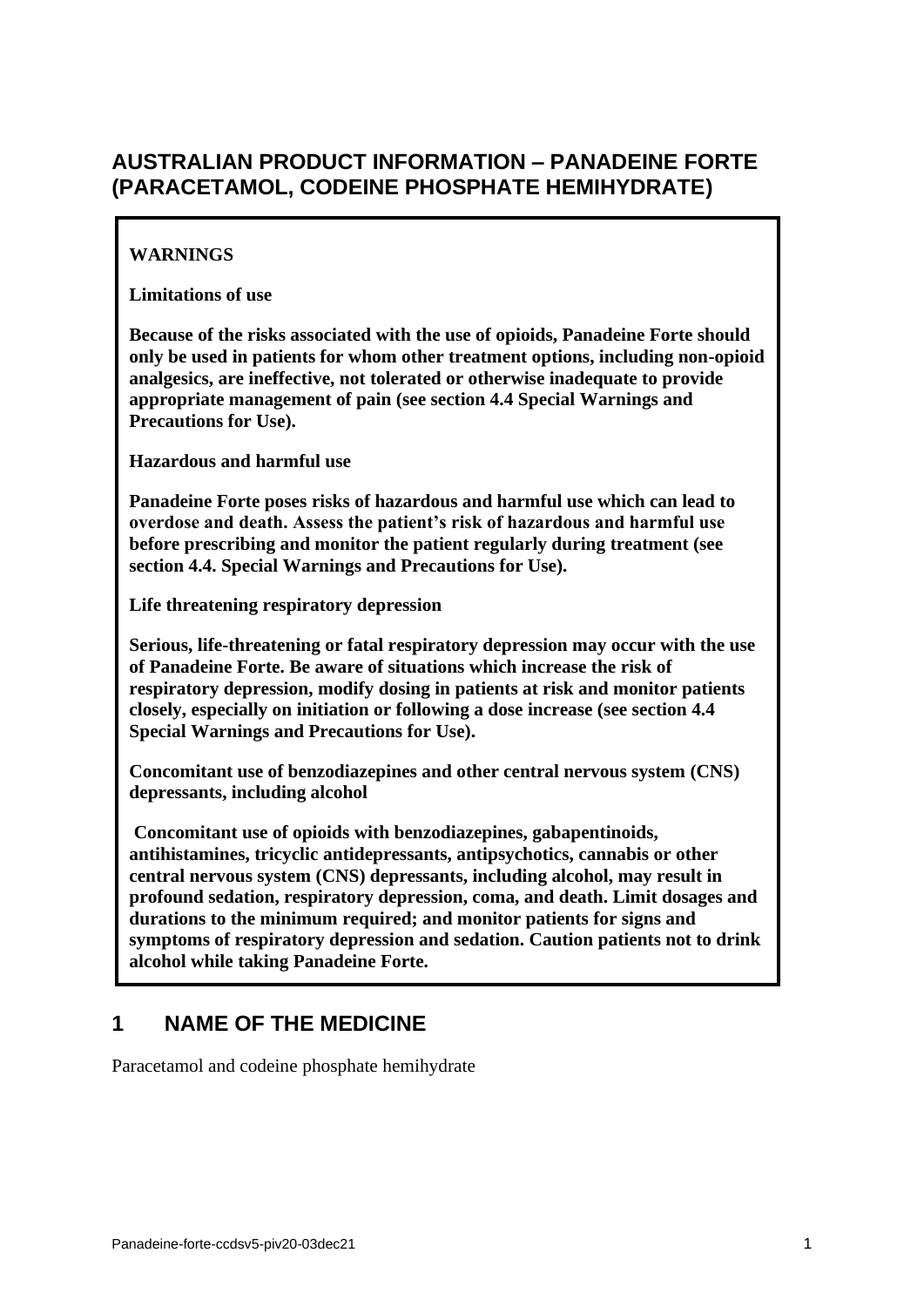# AUSTRALIAN PRODUCT INFORMATION – PANADEINE FORTE (PARACETAMOL, CODEINE PHOSPHATE HEMIHYDRATE)

**WARNINGS**

**Limitations of use**

**Because of the risks associated with the use of opioids, Panadeine Forte should only be used in patients for whom other treatment options, including non-opioid analgesics, are ineffective, not tolerated or otherwise inadequate to provide appropriate management of pain (see section 4.4 Special Warnings and Precautions for Use).**

**Hazardous and harmful use**

**Panadeine Forte poses risks of hazardous and harmful use which can lead to overdose and death. Assess the patient's risk of hazardous and harmful use before prescribing and monitor the patient regularly during treatment (see section 4.4. Special Warnings and Precautions for Use).**

**Life threatening respiratory depression**

**Serious, life-threatening or fatal respiratory depression may occur with the use of Panadeine Forte. Be aware of situations which increase the risk of respiratory depression, modify dosing in patients at risk and monitor patients closely, especially on initiation or following a dose increase (see section 4.4 Special Warnings and Precautions for Use).**

**Concomitant use of benzodiazepines and other central nervous system (CNS) depressants, including alcohol**

**Concomitant use of opioids with benzodiazepines, gabapentinoids, antihistamines, tricyclic antidepressants, antipsychotics, cannabis or other central nervous system (CNS) depressants, including alcohol, may result in profound sedation, respiratory depression, coma, and death. Limit dosages and durations to the minimum required; and monitor patients for signs and symptoms of respiratory depression and sedation. Caution patients not to drink alcohol while taking Panadeine Forte.**

## 1 NAME OF THE MEDICINE

Paracetamol and codeine phosphate hemihydrate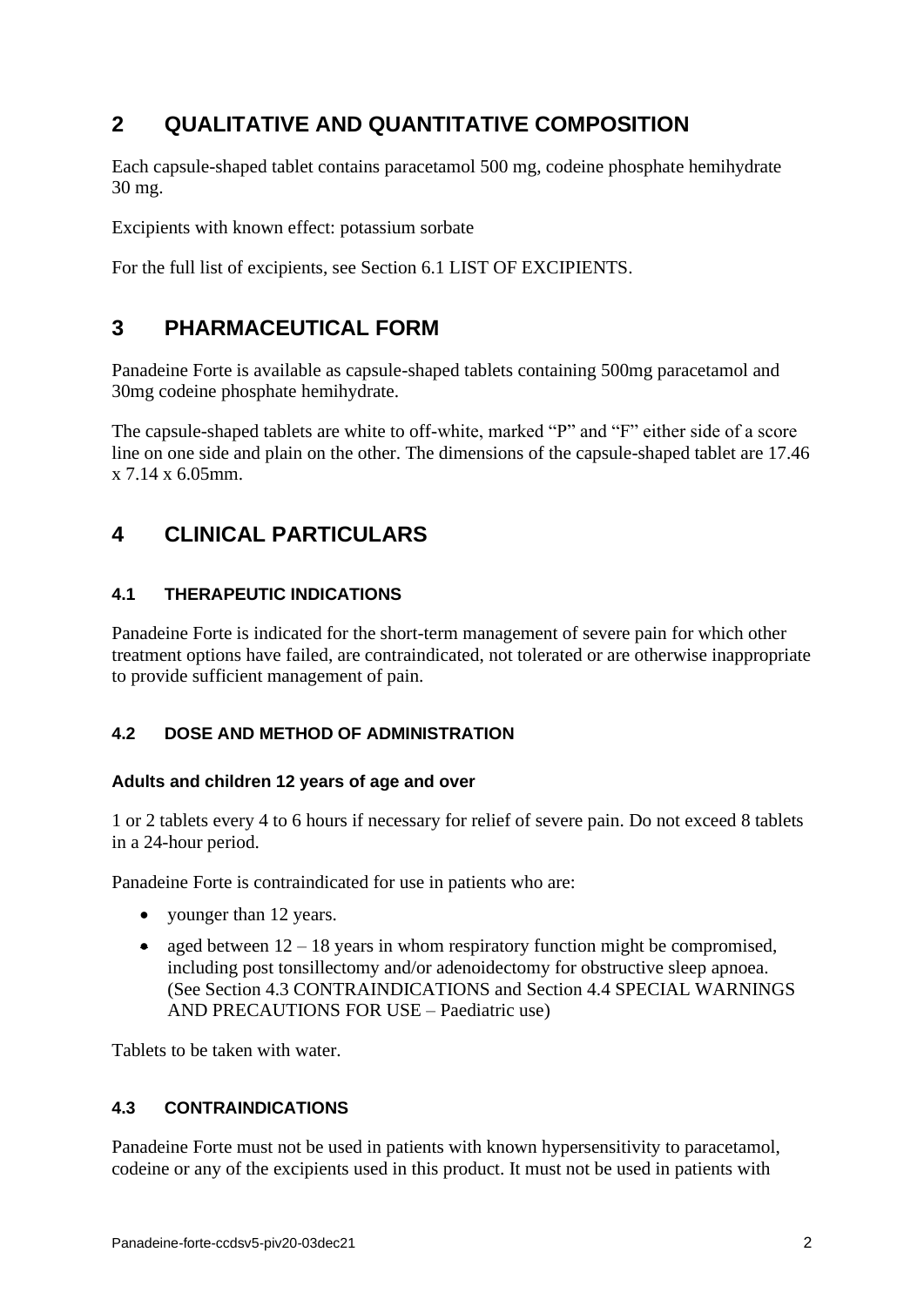# 2 QUALITATIVE AND QUANTITATIVE COMPOSITION

Each capsule-shaped tablet contains paracetamol 500 mg, codeine phosphate hemihydrate 30 mg.

Excipients with known effect: potassium sorbate

For the full list of excipients, see Section 6.1 LIST OF EXCIPIENTS.

# 3 PHARMACEUTICAL FORM

Panadeine Forte is available as capsule-shaped tablets containing 500mg paracetamol and 30mg codeine phosphate hemihydrate.

The capsule-shaped tablets are white to off-white, marked "P" and "F" either side of a score line on one side and plain on the other. The dimensions of the capsule-shaped tablet are 17.46 x 7.14 x 6.05mm.

# 4 CLINICAL PARTICULARS

## 4.1 THERAPEUTIC INDICATIONS

Panadeine Forte is indicated for the short-term management of severe pain for which other treatment options have failed, are contraindicated, not tolerated or are otherwise inappropriate to provide sufficient management of pain.

## 4.2 DOSE AND METHOD OF ADMINISTRATION

**Adults and children 12 years of age and over**

1 or 2 tablets every 4 to 6 hours if necessary for relief of severe pain. Do not exceed 8 tablets in a 24-hour period.

Panadeine Forte is contraindicated for use in patients who are:

- younger than 12 years.
- aged between 12 – 18 years in whom respiratory function might be compromised, including post tonsillectomy and/or adenoidectomy for obstructive sleep apnoea. (See Section 4.3 CONTRAINDICATIONS and Section 4.4 SPECIAL WARNINGS AND PRECAUTIONS FOR USE – Paediatric use)

Tablets to be taken with water.

## 4.3 CONTRAINDICATIONS

Panadeine Forte must not be used in patients with known hypersensitivity to paracetamol, codeine or any of the excipients used in this product. It must not be used in patients with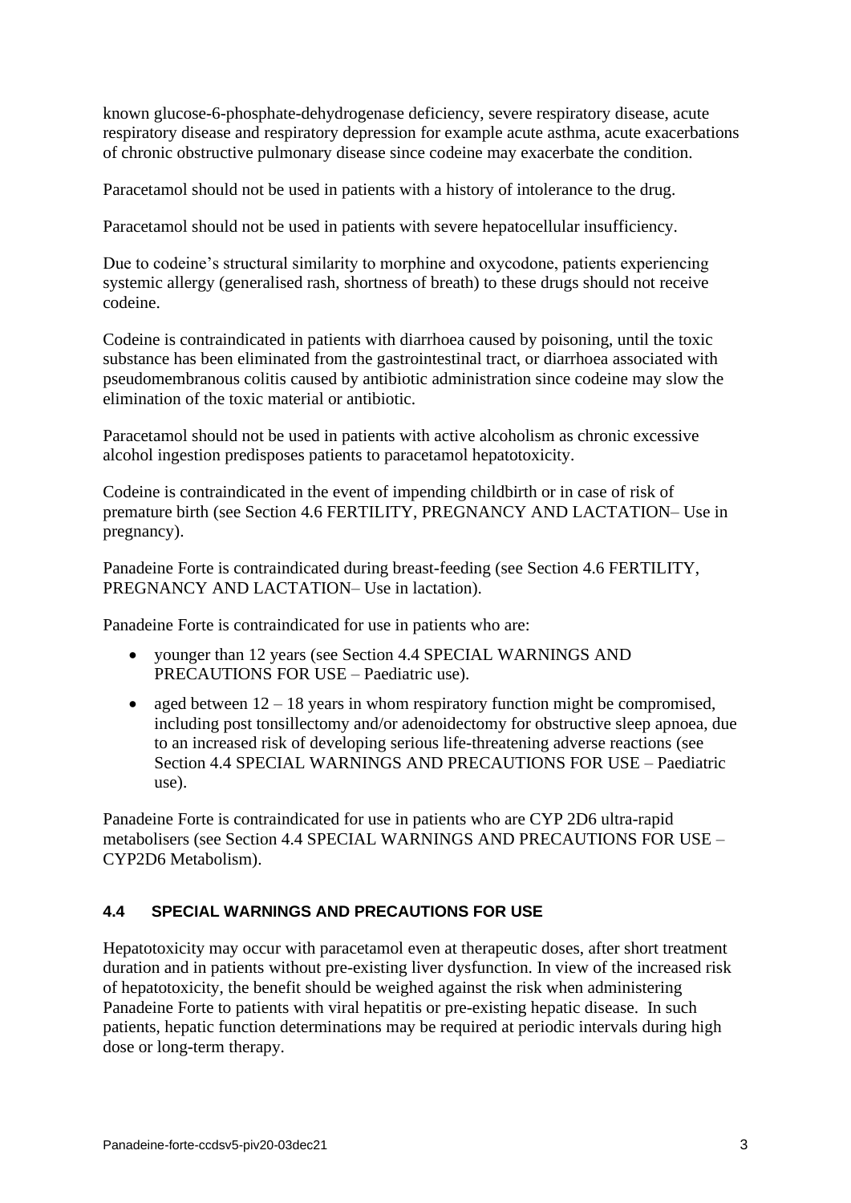known glucose-6-phosphate-dehydrogenase deficiency, severe respiratory disease, acute respiratory disease and respiratory depression for example acute asthma, acute exacerbations of chronic obstructive pulmonary disease since codeine may exacerbate the condition.

Paracetamol should not be used in patients with a history of intolerance to the drug.

Paracetamol should not be used in patients with severe hepatocellular insufficiency.

Due to codeine's structural similarity to morphine and oxycodone, patients experiencing systemic allergy (generalised rash, shortness of breath) to these drugs should not receive codeine.

Codeine is contraindicated in patients with diarrhoea caused by poisoning, until the toxic substance has been eliminated from the gastrointestinal tract, or diarrhoea associated with pseudomembranous colitis caused by antibiotic administration since codeine may slow the elimination of the toxic material or antibiotic.

Paracetamol should not be used in patients with active alcoholism as chronic excessive alcohol ingestion predisposes patients to paracetamol hepatotoxicity.

Codeine is contraindicated in the event of impending childbirth or in case of risk of premature birth (see Section 4.6 FERTILITY, PREGNANCY AND LACTATION– Use in pregnancy).

Panadeine Forte is contraindicated during breast-feeding (see Section 4.6 FERTILITY, PREGNANCY AND LACTATION– Use in lactation).

Panadeine Forte is contraindicated for use in patients who are:

- younger than 12 years (see Section 4.4 SPECIAL WARNINGS AND PRECAUTIONS FOR USE – Paediatric use).
- aged between 12 – 18 years in whom respiratory function might be compromised, including post tonsillectomy and/or adenoidectomy for obstructive sleep apnoea, due to an increased risk of developing serious life-threatening adverse reactions (see Section 4.4 SPECIAL WARNINGS AND PRECAUTIONS FOR USE – Paediatric use).

Panadeine Forte is contraindicated for use in patients who are CYP 2D6 ultra-rapid metabolisers (see Section 4.4 SPECIAL WARNINGS AND PRECAUTIONS FOR USE – CYP2D6 Metabolism).

### 4.4 SPECIAL WARNINGS AND PRECAUTIONS FOR USE

Hepatotoxicity may occur with paracetamol even at therapeutic doses, after short treatment duration and in patients without pre-existing liver dysfunction. In view of the increased risk of hepatotoxicity, the benefit should be weighed against the risk when administering Panadeine Forte to patients with viral hepatitis or pre-existing hepatic disease. In such patients, hepatic function determinations may be required at periodic intervals during high dose or long-term therapy.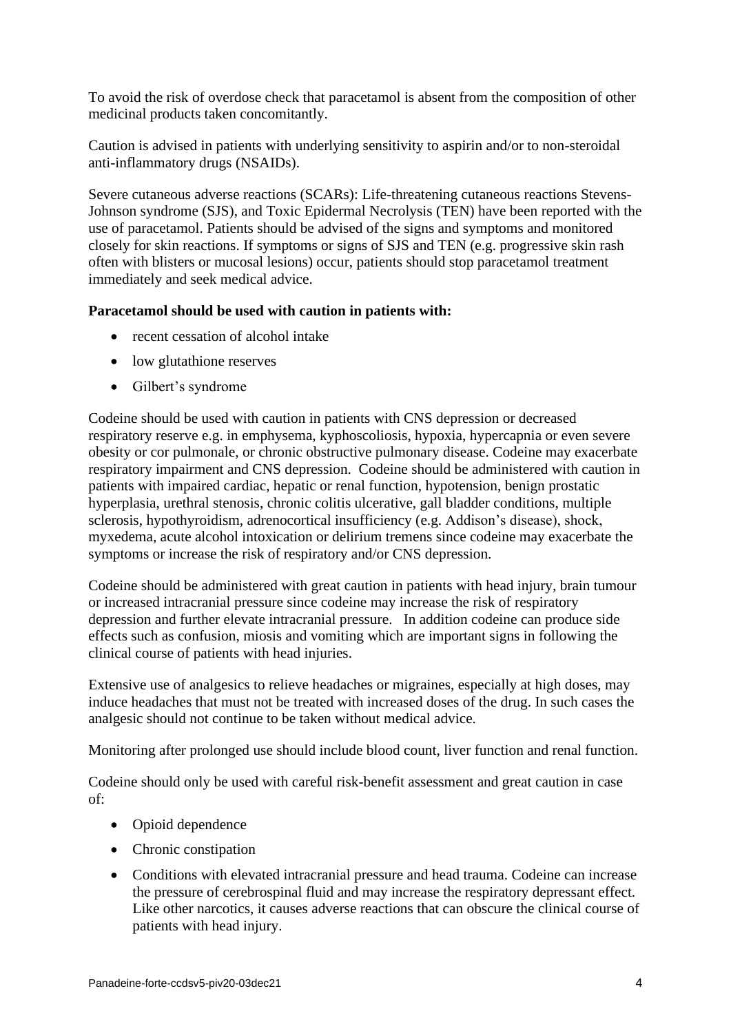To avoid the risk of overdose check that paracetamol is absent from the composition of other medicinal products taken concomitantly.

Caution is advised in patients with underlying sensitivity to aspirin and/or to non-steroidal anti-inflammatory drugs (NSAIDs).

Severe cutaneous adverse reactions (SCARs): Life-threatening cutaneous reactions Stevens-Johnson syndrome (SJS), and Toxic Epidermal Necrolysis (TEN) have been reported with the use of paracetamol. Patients should be advised of the signs and symptoms and monitored closely for skin reactions. If symptoms or signs of SJS and TEN (e.g. progressive skin rash often with blisters or mucosal lesions) occur, patients should stop paracetamol treatment immediately and seek medical advice.

**Paracetamol should be used with caution in patients with:**

- recent cessation of alcohol intake
- low glutathione reserves
- Gilbert's syndrome

Codeine should be used with caution in patients with CNS depression or decreased respiratory reserve e.g. in emphysema, kyphoscoliosis, hypoxia, hypercapnia or even severe obesity or cor pulmonale, or chronic obstructive pulmonary disease. Codeine may exacerbate respiratory impairment and CNS depression. Codeine should be administered with caution in patients with impaired cardiac, hepatic or renal function, hypotension, benign prostatic hyperplasia, urethral stenosis, chronic colitis ulcerative, gall bladder conditions, multiple sclerosis, hypothyroidism, adrenocortical insufficiency (e.g. Addison's disease), shock, myxedema, acute alcohol intoxication or delirium tremens since codeine may exacerbate the symptoms or increase the risk of respiratory and/or CNS depression.

Codeine should be administered with great caution in patients with head injury, brain tumour or increased intracranial pressure since codeine may increase the risk of respiratory depression and further elevate intracranial pressure. In addition codeine can produce side effects such as confusion, miosis and vomiting which are important signs in following the clinical course of patients with head injuries.

Extensive use of analgesics to relieve headaches or migraines, especially at high doses, may induce headaches that must not be treated with increased doses of the drug. In such cases the analgesic should not continue to be taken without medical advice.

Monitoring after prolonged use should include blood count, liver function and renal function.

Codeine should only be used with careful risk-benefit assessment and great caution in case of:

- Opioid dependence
- Chronic constipation
- Conditions with elevated intracranial pressure and head trauma. Codeine can increase the pressure of cerebrospinal fluid and may increase the respiratory depressant effect. Like other narcotics, it causes adverse reactions that can obscure the clinical course of patients with head injury.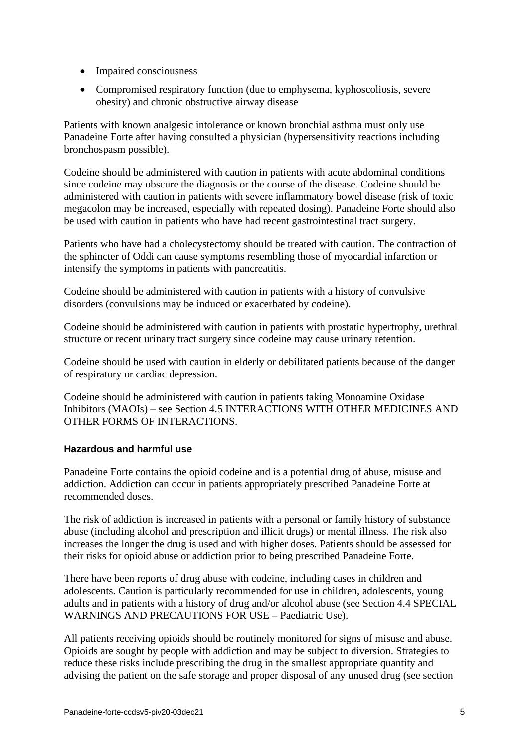- Impaired consciousness
- Compromised respiratory function (due to emphysema, kyphoscoliosis, severe obesity) and chronic obstructive airway disease

Patients with known analgesic intolerance or known bronchial asthma must only use Panadeine Forte after having consulted a physician (hypersensitivity reactions including bronchospasm possible).

Codeine should be administered with caution in patients with acute abdominal conditions since codeine may obscure the diagnosis or the course of the disease. Codeine should be administered with caution in patients with severe inflammatory bowel disease (risk of toxic megacolon may be increased, especially with repeated dosing). Panadeine Forte should also be used with caution in patients who have had recent gastrointestinal tract surgery.

Patients who have had a cholecystectomy should be treated with caution. The contraction of the sphincter of Oddi can cause symptoms resembling those of myocardial infarction or intensify the symptoms in patients with pancreatitis.

Codeine should be administered with caution in patients with a history of convulsive disorders (convulsions may be induced or exacerbated by codeine).

Codeine should be administered with caution in patients with prostatic hypertrophy, urethral structure or recent urinary tract surgery since codeine may cause urinary retention.

Codeine should be used with caution in elderly or debilitated patients because of the danger of respiratory or cardiac depression.

Codeine should be administered with caution in patients taking Monoamine Oxidase Inhibitors (MAOIs) – see Section 4.5 INTERACTIONS WITH OTHER MEDICINES AND OTHER FORMS OF INTERACTIONS.

**Hazardous and harmful use**

Panadeine Forte contains the opioid codeine and is a potential drug of abuse, misuse and addiction. Addiction can occur in patients appropriately prescribed Panadeine Forte at recommended doses.

The risk of addiction is increased in patients with a personal or family history of substance abuse (including alcohol and prescription and illicit drugs) or mental illness. The risk also increases the longer the drug is used and with higher doses. Patients should be assessed for their risks for opioid abuse or addiction prior to being prescribed Panadeine Forte.

There have been reports of drug abuse with codeine, including cases in children and adolescents. Caution is particularly recommended for use in children, adolescents, young adults and in patients with a history of drug and/or alcohol abuse (see Section 4.4 SPECIAL WARNINGS AND PRECAUTIONS FOR USE – Paediatric Use).

All patients receiving opioids should be routinely monitored for signs of misuse and abuse. Opioids are sought by people with addiction and may be subject to diversion. Strategies to reduce these risks include prescribing the drug in the smallest appropriate quantity and advising the patient on the safe storage and proper disposal of any unused drug (see section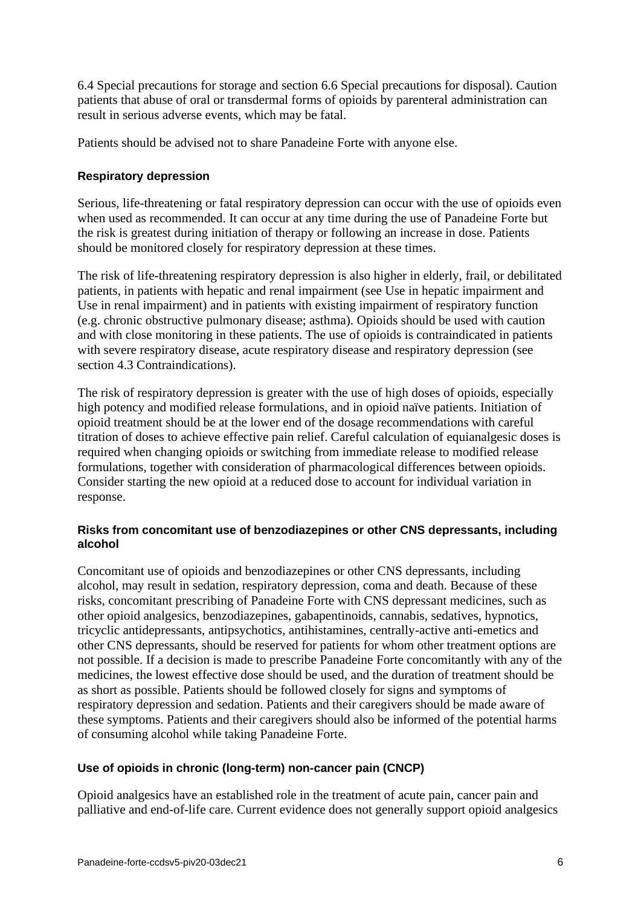6.4 Special precautions for storage and section 6.6 Special precautions for disposal). Caution patients that abuse of oral or transdermal forms of opioids by parenteral administration can result in serious adverse events, which may be fatal.

Patients should be advised not to share Panadeine Forte with anyone else.

#### Respiratory depression

Serious, life-threatening or fatal respiratory depression can occur with the use of opioids even when used as recommended. It can occur at any time during the use of Panadeine Forte but the risk is greatest during initiation of therapy or following an increase in dose. Patients should be monitored closely for respiratory depression at these times.

The risk of life-threatening respiratory depression is also higher in elderly, frail, or debilitated patients, in patients with hepatic and renal impairment (see Use in hepatic impairment and Use in renal impairment) and in patients with existing impairment of respiratory function (e.g. chronic obstructive pulmonary disease; asthma). Opioids should be used with caution and with close monitoring in these patients. The use of opioids is contraindicated in patients with severe respiratory disease, acute respiratory disease and respiratory depression (see section 4.3 Contraindications).

The risk of respiratory depression is greater with the use of high doses of opioids, especially high potency and modified release formulations, and in opioid naïve patients. Initiation of opioid treatment should be at the lower end of the dosage recommendations with careful titration of doses to achieve effective pain relief. Careful calculation of equianalgesic doses is required when changing opioids or switching from immediate release to modified release formulations, together with consideration of pharmacological differences between opioids. Consider starting the new opioid at a reduced dose to account for individual variation in response.

#### Risks from concomitant use of benzodiazepines or other CNS depressants, including alcohol

Concomitant use of opioids and benzodiazepines or other CNS depressants, including alcohol, may result in sedation, respiratory depression, coma and death. Because of these risks, concomitant prescribing of Panadeine Forte with CNS depressant medicines, such as other opioid analgesics, benzodiazepines, gabapentinoids, cannabis, sedatives, hypnotics, tricyclic antidepressants, antipsychotics, antihistamines, centrally-active anti-emetics and other CNS depressants, should be reserved for patients for whom other treatment options are not possible. If a decision is made to prescribe Panadeine Forte concomitantly with any of the medicines, the lowest effective dose should be used, and the duration of treatment should be as short as possible. Patients should be followed closely for signs and symptoms of respiratory depression and sedation. Patients and their caregivers should be made aware of these symptoms. Patients and their caregivers should also be informed of the potential harms of consuming alcohol while taking Panadeine Forte.

#### Use of opioids in chronic (long-term) non-cancer pain (CNCP)

Opioid analgesics have an established role in the treatment of acute pain, cancer pain and palliative and end-of-life care. Current evidence does not generally support opioid analgesics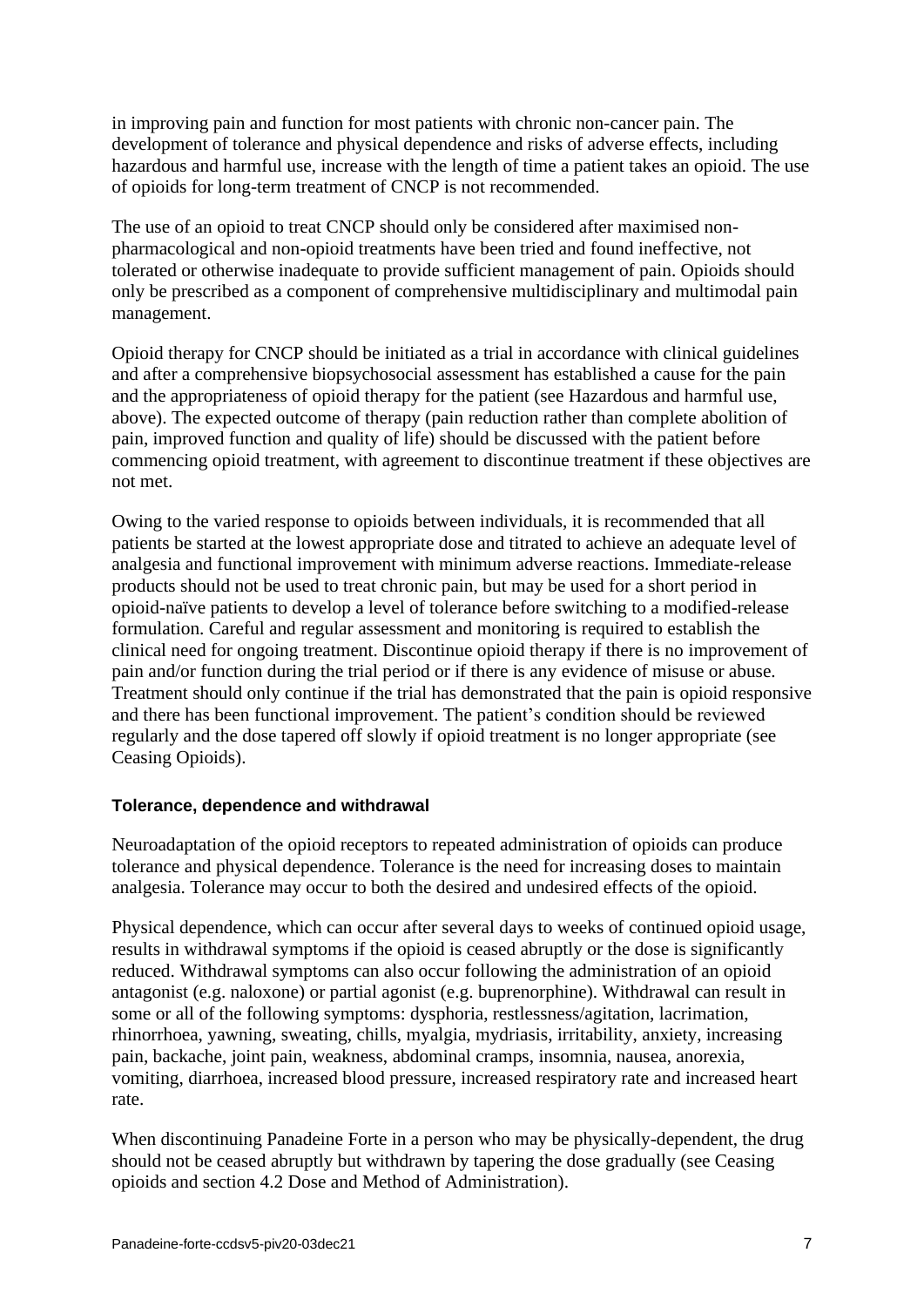in improving pain and function for most patients with chronic non-cancer pain. The development of tolerance and physical dependence and risks of adverse effects, including hazardous and harmful use, increase with the length of time a patient takes an opioid. The use of opioids for long-term treatment of CNCP is not recommended.

The use of an opioid to treat CNCP should only be considered after maximised non-pharmacological and non-opioid treatments have been tried and found ineffective, not tolerated or otherwise inadequate to provide sufficient management of pain. Opioids should only be prescribed as a component of comprehensive multidisciplinary and multimodal pain management.

Opioid therapy for CNCP should be initiated as a trial in accordance with clinical guidelines and after a comprehensive biopsychosocial assessment has established a cause for the pain and the appropriateness of opioid therapy for the patient (see Hazardous and harmful use, above). The expected outcome of therapy (pain reduction rather than complete abolition of pain, improved function and quality of life) should be discussed with the patient before commencing opioid treatment, with agreement to discontinue treatment if these objectives are not met.

Owing to the varied response to opioids between individuals, it is recommended that all patients be started at the lowest appropriate dose and titrated to achieve an adequate level of analgesia and functional improvement with minimum adverse reactions. Immediate-release products should not be used to treat chronic pain, but may be used for a short period in opioid-naïve patients to develop a level of tolerance before switching to a modified-release formulation. Careful and regular assessment and monitoring is required to establish the clinical need for ongoing treatment. Discontinue opioid therapy if there is no improvement of pain and/or function during the trial period or if there is any evidence of misuse or abuse. Treatment should only continue if the trial has demonstrated that the pain is opioid responsive and there has been functional improvement. The patient's condition should be reviewed regularly and the dose tapered off slowly if opioid treatment is no longer appropriate (see Ceasing Opioids).

**Tolerance, dependence and withdrawal**

Neuroadaptation of the opioid receptors to repeated administration of opioids can produce tolerance and physical dependence. Tolerance is the need for increasing doses to maintain analgesia. Tolerance may occur to both the desired and undesired effects of the opioid.

Physical dependence, which can occur after several days to weeks of continued opioid usage, results in withdrawal symptoms if the opioid is ceased abruptly or the dose is significantly reduced. Withdrawal symptoms can also occur following the administration of an opioid antagonist (e.g. naloxone) or partial agonist (e.g. buprenorphine). Withdrawal can result in some or all of the following symptoms: dysphoria, restlessness/agitation, lacrimation, rhinorrhoea, yawning, sweating, chills, myalgia, mydriasis, irritability, anxiety, increasing pain, backache, joint pain, weakness, abdominal cramps, insomnia, nausea, anorexia, vomiting, diarrhoea, increased blood pressure, increased respiratory rate and increased heart rate.

When discontinuing Panadeine Forte in a person who may be physically-dependent, the drug should not be ceased abruptly but withdrawn by tapering the dose gradually (see Ceasing opioids and section 4.2 Dose and Method of Administration).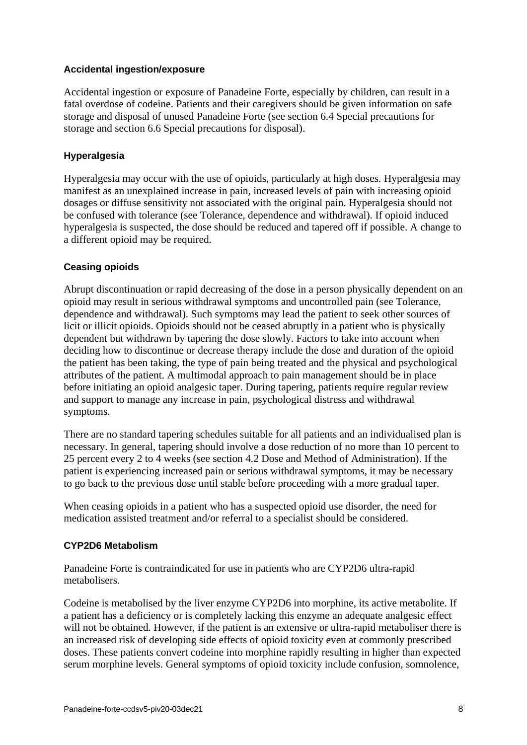#### Accidental ingestion/exposure

Accidental ingestion or exposure of Panadeine Forte, especially by children, can result in a fatal overdose of codeine. Patients and their caregivers should be given information on safe storage and disposal of unused Panadeine Forte (see section 6.4 Special precautions for storage and section 6.6 Special precautions for disposal).

#### Hyperalgesia

Hyperalgesia may occur with the use of opioids, particularly at high doses. Hyperalgesia may manifest as an unexplained increase in pain, increased levels of pain with increasing opioid dosages or diffuse sensitivity not associated with the original pain. Hyperalgesia should not be confused with tolerance (see Tolerance, dependence and withdrawal). If opioid induced hyperalgesia is suspected, the dose should be reduced and tapered off if possible. A change to a different opioid may be required.

#### Ceasing opioids

Abrupt discontinuation or rapid decreasing of the dose in a person physically dependent on an opioid may result in serious withdrawal symptoms and uncontrolled pain (see Tolerance, dependence and withdrawal). Such symptoms may lead the patient to seek other sources of licit or illicit opioids. Opioids should not be ceased abruptly in a patient who is physically dependent but withdrawn by tapering the dose slowly. Factors to take into account when deciding how to discontinue or decrease therapy include the dose and duration of the opioid the patient has been taking, the type of pain being treated and the physical and psychological attributes of the patient. A multimodal approach to pain management should be in place before initiating an opioid analgesic taper. During tapering, patients require regular review and support to manage any increase in pain, psychological distress and withdrawal symptoms.

There are no standard tapering schedules suitable for all patients and an individualised plan is necessary. In general, tapering should involve a dose reduction of no more than 10 percent to 25 percent every 2 to 4 weeks (see section 4.2 Dose and Method of Administration). If the patient is experiencing increased pain or serious withdrawal symptoms, it may be necessary to go back to the previous dose until stable before proceeding with a more gradual taper.

When ceasing opioids in a patient who has a suspected opioid use disorder, the need for medication assisted treatment and/or referral to a specialist should be considered.

#### CYP2D6 Metabolism

Panadeine Forte is contraindicated for use in patients who are CYP2D6 ultra-rapid metabolisers.

Codeine is metabolised by the liver enzyme CYP2D6 into morphine, its active metabolite. If a patient has a deficiency or is completely lacking this enzyme an adequate analgesic effect will not be obtained. However, if the patient is an extensive or ultra-rapid metaboliser there is an increased risk of developing side effects of opioid toxicity even at commonly prescribed doses. These patients convert codeine into morphine rapidly resulting in higher than expected serum morphine levels. General symptoms of opioid toxicity include confusion, somnolence,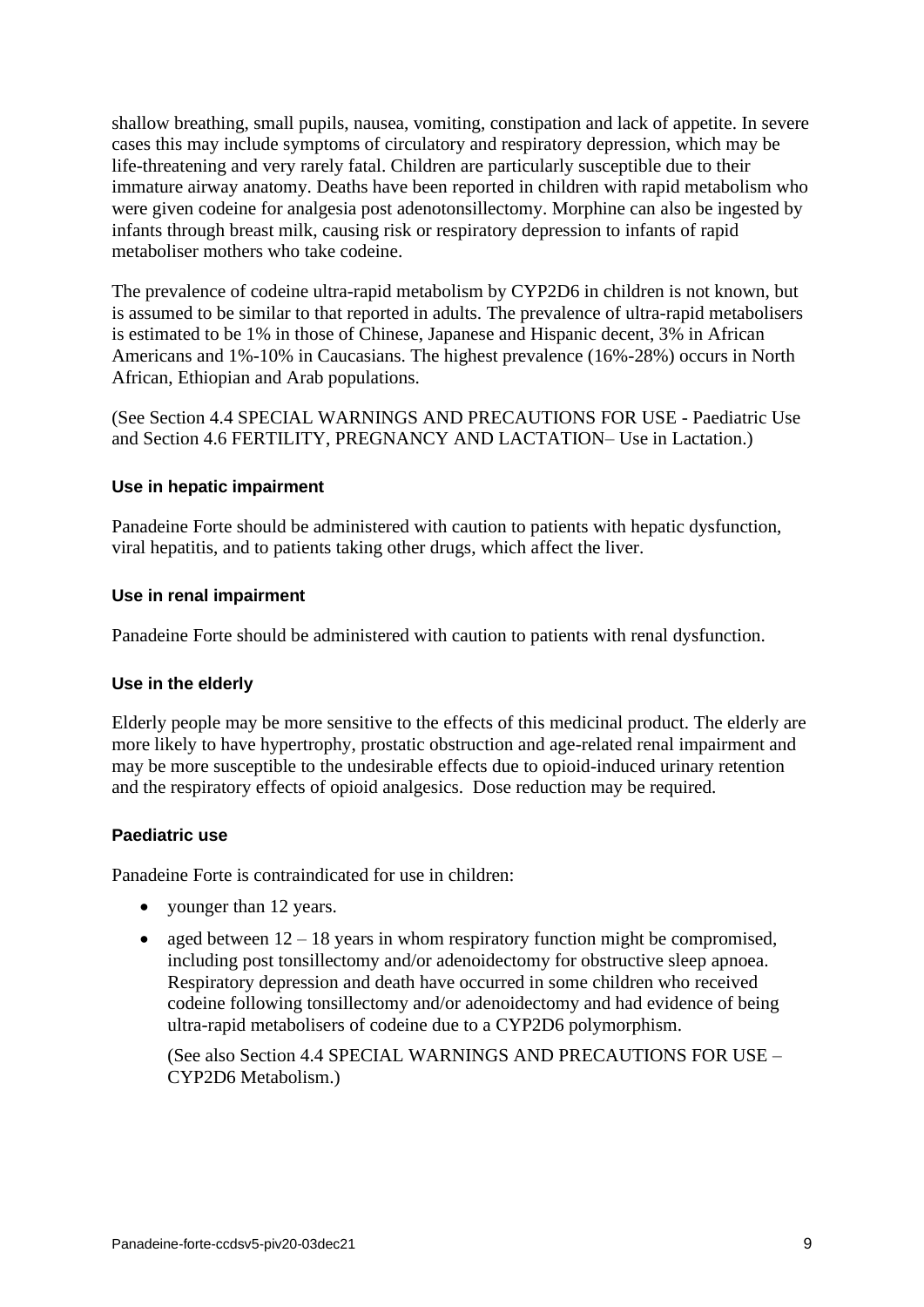shallow breathing, small pupils, nausea, vomiting, constipation and lack of appetite. In severe cases this may include symptoms of circulatory and respiratory depression, which may be life-threatening and very rarely fatal. Children are particularly susceptible due to their immature airway anatomy. Deaths have been reported in children with rapid metabolism who were given codeine for analgesia post adenotonsillectomy. Morphine can also be ingested by infants through breast milk, causing risk or respiratory depression to infants of rapid metaboliser mothers who take codeine.

The prevalence of codeine ultra-rapid metabolism by CYP2D6 in children is not known, but is assumed to be similar to that reported in adults. The prevalence of ultra-rapid metabolisers is estimated to be 1% in those of Chinese, Japanese and Hispanic decent, 3% in African Americans and 1%-10% in Caucasians. The highest prevalence (16%-28%) occurs in North African, Ethiopian and Arab populations.

(See Section 4.4 SPECIAL WARNINGS AND PRECAUTIONS FOR USE - Paediatric Use and Section 4.6 FERTILITY, PREGNANCY AND LACTATION– Use in Lactation.)

**Use in hepatic impairment**

Panadeine Forte should be administered with caution to patients with hepatic dysfunction, viral hepatitis, and to patients taking other drugs, which affect the liver.

**Use in renal impairment**

Panadeine Forte should be administered with caution to patients with renal dysfunction.

**Use in the elderly**

Elderly people may be more sensitive to the effects of this medicinal product. The elderly are more likely to have hypertrophy, prostatic obstruction and age-related renal impairment and may be more susceptible to the undesirable effects due to opioid-induced urinary retention and the respiratory effects of opioid analgesics. Dose reduction may be required.

**Paediatric use**

Panadeine Forte is contraindicated for use in children:

- younger than 12 years.
- aged between 12 – 18 years in whom respiratory function might be compromised, including post tonsillectomy and/or adenoidectomy for obstructive sleep apnoea. Respiratory depression and death have occurred in some children who received codeine following tonsillectomy and/or adenoidectomy and had evidence of being ultra-rapid metabolisers of codeine due to a CYP2D6 polymorphism.

  (See also Section 4.4 SPECIAL WARNINGS AND PRECAUTIONS FOR USE – CYP2D6 Metabolism.)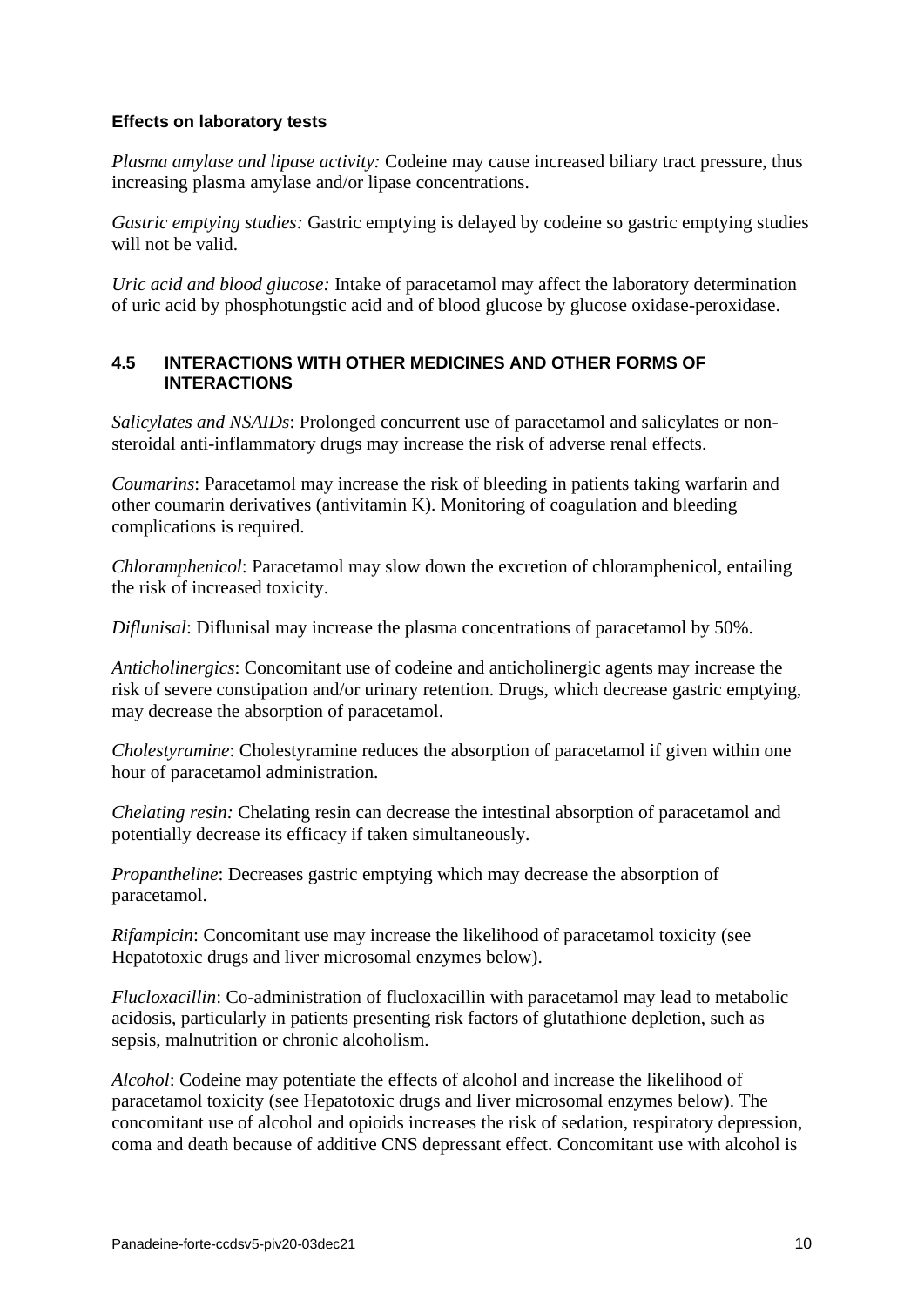**Effects on laboratory tests**

*Plasma amylase and lipase activity:* Codeine may cause increased biliary tract pressure, thus increasing plasma amylase and/or lipase concentrations.

*Gastric emptying studies:* Gastric emptying is delayed by codeine so gastric emptying studies will not be valid.

*Uric acid and blood glucose:* Intake of paracetamol may affect the laboratory determination of uric acid by phosphotungstic acid and of blood glucose by glucose oxidase-peroxidase.

## 4.5 INTERACTIONS WITH OTHER MEDICINES AND OTHER FORMS OF INTERACTIONS

*Salicylates and NSAIDs*: Prolonged concurrent use of paracetamol and salicylates or non-steroidal anti-inflammatory drugs may increase the risk of adverse renal effects.

*Coumarins*: Paracetamol may increase the risk of bleeding in patients taking warfarin and other coumarin derivatives (antivitamin K). Monitoring of coagulation and bleeding complications is required.

*Chloramphenicol*: Paracetamol may slow down the excretion of chloramphenicol, entailing the risk of increased toxicity.

*Diflunisal*: Diflunisal may increase the plasma concentrations of paracetamol by 50%.

*Anticholinergics*: Concomitant use of codeine and anticholinergic agents may increase the risk of severe constipation and/or urinary retention. Drugs, which decrease gastric emptying, may decrease the absorption of paracetamol.

*Cholestyramine*: Cholestyramine reduces the absorption of paracetamol if given within one hour of paracetamol administration.

*Chelating resin:* Chelating resin can decrease the intestinal absorption of paracetamol and potentially decrease its efficacy if taken simultaneously.

*Propantheline*: Decreases gastric emptying which may decrease the absorption of paracetamol.

*Rifampicin*: Concomitant use may increase the likelihood of paracetamol toxicity (see Hepatotoxic drugs and liver microsomal enzymes below).

*Flucloxacillin*: Co-administration of flucloxacillin with paracetamol may lead to metabolic acidosis, particularly in patients presenting risk factors of glutathione depletion, such as sepsis, malnutrition or chronic alcoholism.

*Alcohol*: Codeine may potentiate the effects of alcohol and increase the likelihood of paracetamol toxicity (see Hepatotoxic drugs and liver microsomal enzymes below). The concomitant use of alcohol and opioids increases the risk of sedation, respiratory depression, coma and death because of additive CNS depressant effect. Concomitant use with alcohol is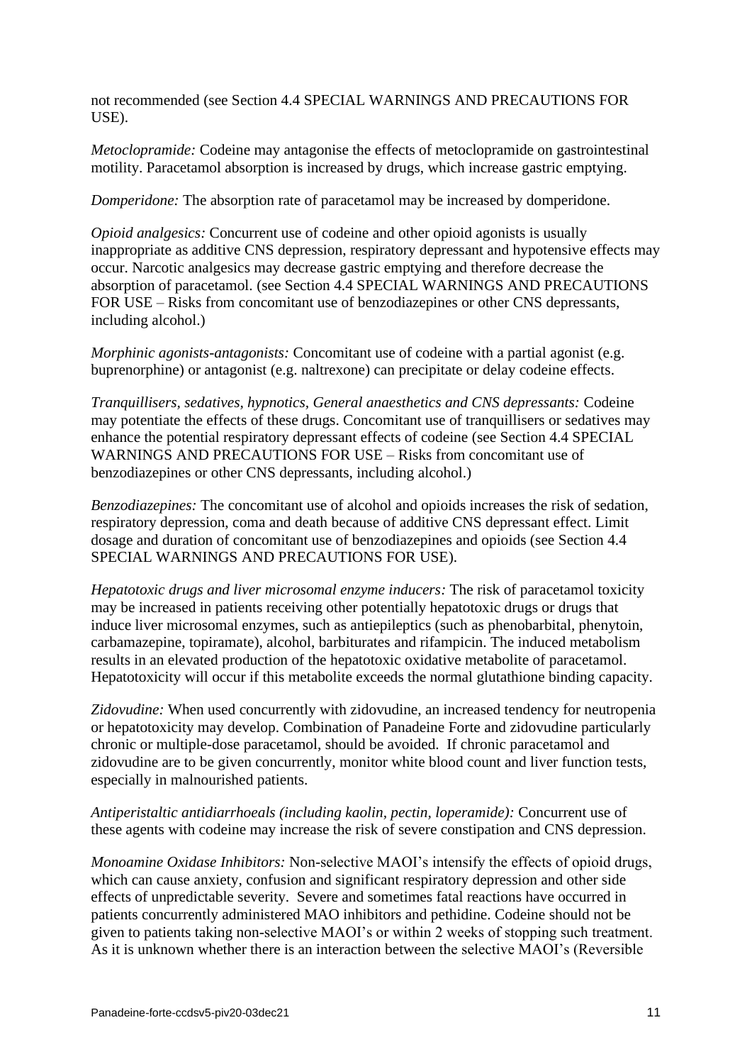not recommended (see Section 4.4 SPECIAL WARNINGS AND PRECAUTIONS FOR USE).

*Metoclopramide:* Codeine may antagonise the effects of metoclopramide on gastrointestinal motility. Paracetamol absorption is increased by drugs, which increase gastric emptying.

*Domperidone:* The absorption rate of paracetamol may be increased by domperidone.

*Opioid analgesics:* Concurrent use of codeine and other opioid agonists is usually inappropriate as additive CNS depression, respiratory depressant and hypotensive effects may occur. Narcotic analgesics may decrease gastric emptying and therefore decrease the absorption of paracetamol. (see Section 4.4 SPECIAL WARNINGS AND PRECAUTIONS FOR USE – Risks from concomitant use of benzodiazepines or other CNS depressants, including alcohol.)

*Morphinic agonists-antagonists:* Concomitant use of codeine with a partial agonist (e.g. buprenorphine) or antagonist (e.g. naltrexone) can precipitate or delay codeine effects.

*Tranquillisers, sedatives, hypnotics, General anaesthetics and CNS depressants:* Codeine may potentiate the effects of these drugs. Concomitant use of tranquillisers or sedatives may enhance the potential respiratory depressant effects of codeine (see Section 4.4 SPECIAL WARNINGS AND PRECAUTIONS FOR USE – Risks from concomitant use of benzodiazepines or other CNS depressants, including alcohol.)

*Benzodiazepines:* The concomitant use of alcohol and opioids increases the risk of sedation, respiratory depression, coma and death because of additive CNS depressant effect. Limit dosage and duration of concomitant use of benzodiazepines and opioids (see Section 4.4 SPECIAL WARNINGS AND PRECAUTIONS FOR USE).

*Hepatotoxic drugs and liver microsomal enzyme inducers:* The risk of paracetamol toxicity may be increased in patients receiving other potentially hepatotoxic drugs or drugs that induce liver microsomal enzymes, such as antiepileptics (such as phenobarbital, phenytoin, carbamazepine, topiramate), alcohol, barbiturates and rifampicin. The induced metabolism results in an elevated production of the hepatotoxic oxidative metabolite of paracetamol. Hepatotoxicity will occur if this metabolite exceeds the normal glutathione binding capacity.

*Zidovudine:* When used concurrently with zidovudine, an increased tendency for neutropenia or hepatotoxicity may develop. Combination of Panadeine Forte and zidovudine particularly chronic or multiple-dose paracetamol, should be avoided. If chronic paracetamol and zidovudine are to be given concurrently, monitor white blood count and liver function tests, especially in malnourished patients.

*Antiperistaltic antidiarrhoeals (including kaolin, pectin, loperamide):* Concurrent use of these agents with codeine may increase the risk of severe constipation and CNS depression.

*Monoamine Oxidase Inhibitors:* Non-selective MAOI's intensify the effects of opioid drugs, which can cause anxiety, confusion and significant respiratory depression and other side effects of unpredictable severity. Severe and sometimes fatal reactions have occurred in patients concurrently administered MAO inhibitors and pethidine. Codeine should not be given to patients taking non-selective MAOI's or within 2 weeks of stopping such treatment. As it is unknown whether there is an interaction between the selective MAOI's (Reversible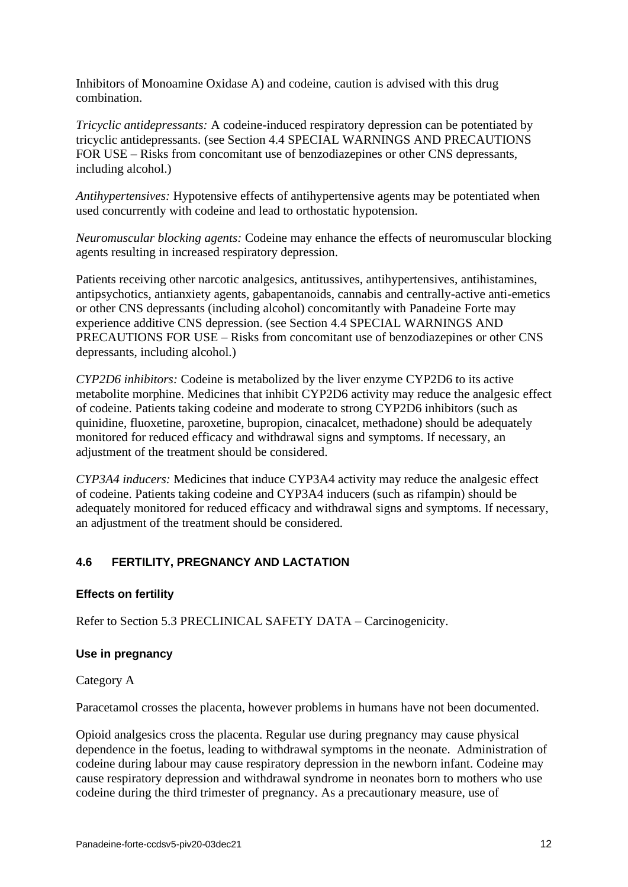Inhibitors of Monoamine Oxidase A) and codeine, caution is advised with this drug combination.

*Tricyclic antidepressants:* A codeine-induced respiratory depression can be potentiated by tricyclic antidepressants. (see Section 4.4 SPECIAL WARNINGS AND PRECAUTIONS FOR USE – Risks from concomitant use of benzodiazepines or other CNS depressants, including alcohol.)

*Antihypertensives:* Hypotensive effects of antihypertensive agents may be potentiated when used concurrently with codeine and lead to orthostatic hypotension.

*Neuromuscular blocking agents:* Codeine may enhance the effects of neuromuscular blocking agents resulting in increased respiratory depression.

Patients receiving other narcotic analgesics, antitussives, antihypertensives, antihistamines, antipsychotics, antianxiety agents, gabapentanoids, cannabis and centrally-active anti-emetics or other CNS depressants (including alcohol) concomitantly with Panadeine Forte may experience additive CNS depression. (see Section 4.4 SPECIAL WARNINGS AND PRECAUTIONS FOR USE – Risks from concomitant use of benzodiazepines or other CNS depressants, including alcohol.)

*CYP2D6 inhibitors:* Codeine is metabolized by the liver enzyme CYP2D6 to its active metabolite morphine. Medicines that inhibit CYP2D6 activity may reduce the analgesic effect of codeine. Patients taking codeine and moderate to strong CYP2D6 inhibitors (such as quinidine, fluoxetine, paroxetine, bupropion, cinacalcet, methadone) should be adequately monitored for reduced efficacy and withdrawal signs and symptoms. If necessary, an adjustment of the treatment should be considered.

*CYP3A4 inducers:* Medicines that induce CYP3A4 activity may reduce the analgesic effect of codeine. Patients taking codeine and CYP3A4 inducers (such as rifampin) should be adequately monitored for reduced efficacy and withdrawal signs and symptoms. If necessary, an adjustment of the treatment should be considered.

## 4.6 FERTILITY, PREGNANCY AND LACTATION

### Effects on fertility

Refer to Section 5.3 PRECLINICAL SAFETY DATA – Carcinogenicity.

### Use in pregnancy

Category A

Paracetamol crosses the placenta, however problems in humans have not been documented.

Opioid analgesics cross the placenta. Regular use during pregnancy may cause physical dependence in the foetus, leading to withdrawal symptoms in the neonate. Administration of codeine during labour may cause respiratory depression in the newborn infant. Codeine may cause respiratory depression and withdrawal syndrome in neonates born to mothers who use codeine during the third trimester of pregnancy. As a precautionary measure, use of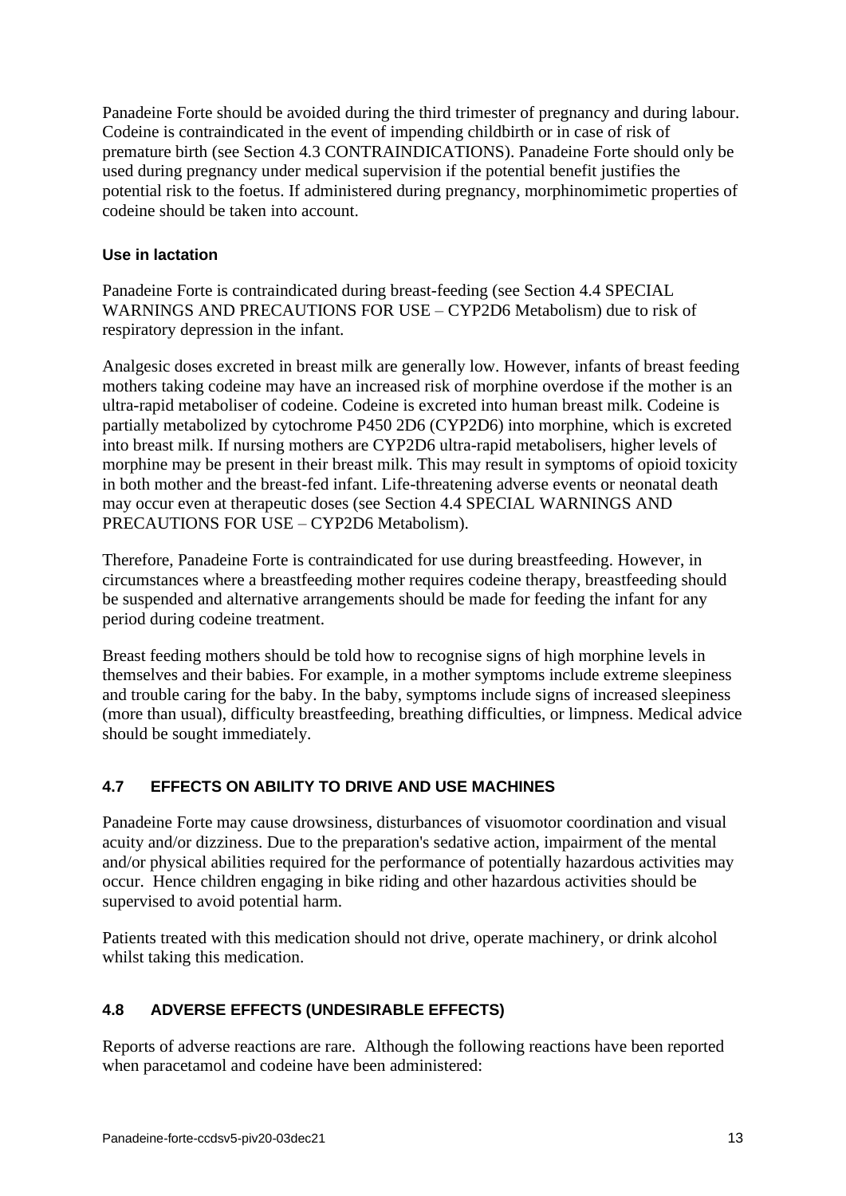Panadeine Forte should be avoided during the third trimester of pregnancy and during labour. Codeine is contraindicated in the event of impending childbirth or in case of risk of premature birth (see Section 4.3 CONTRAINDICATIONS). Panadeine Forte should only be used during pregnancy under medical supervision if the potential benefit justifies the potential risk to the foetus. If administered during pregnancy, morphinomimetic properties of codeine should be taken into account.

### Use in lactation

Panadeine Forte is contraindicated during breast-feeding (see Section 4.4 SPECIAL WARNINGS AND PRECAUTIONS FOR USE – CYP2D6 Metabolism) due to risk of respiratory depression in the infant.

Analgesic doses excreted in breast milk are generally low. However, infants of breast feeding mothers taking codeine may have an increased risk of morphine overdose if the mother is an ultra-rapid metaboliser of codeine. Codeine is excreted into human breast milk. Codeine is partially metabolized by cytochrome P450 2D6 (CYP2D6) into morphine, which is excreted into breast milk. If nursing mothers are CYP2D6 ultra-rapid metabolisers, higher levels of morphine may be present in their breast milk. This may result in symptoms of opioid toxicity in both mother and the breast-fed infant. Life-threatening adverse events or neonatal death may occur even at therapeutic doses (see Section 4.4 SPECIAL WARNINGS AND PRECAUTIONS FOR USE – CYP2D6 Metabolism).

Therefore, Panadeine Forte is contraindicated for use during breastfeeding. However, in circumstances where a breastfeeding mother requires codeine therapy, breastfeeding should be suspended and alternative arrangements should be made for feeding the infant for any period during codeine treatment.

Breast feeding mothers should be told how to recognise signs of high morphine levels in themselves and their babies. For example, in a mother symptoms include extreme sleepiness and trouble caring for the baby. In the baby, symptoms include signs of increased sleepiness (more than usual), difficulty breastfeeding, breathing difficulties, or limpness. Medical advice should be sought immediately.

## 4.7 EFFECTS ON ABILITY TO DRIVE AND USE MACHINES

Panadeine Forte may cause drowsiness, disturbances of visuomotor coordination and visual acuity and/or dizziness. Due to the preparation's sedative action, impairment of the mental and/or physical abilities required for the performance of potentially hazardous activities may occur. Hence children engaging in bike riding and other hazardous activities should be supervised to avoid potential harm.

Patients treated with this medication should not drive, operate machinery, or drink alcohol whilst taking this medication.

## 4.8 ADVERSE EFFECTS (UNDESIRABLE EFFECTS)

Reports of adverse reactions are rare. Although the following reactions have been reported when paracetamol and codeine have been administered: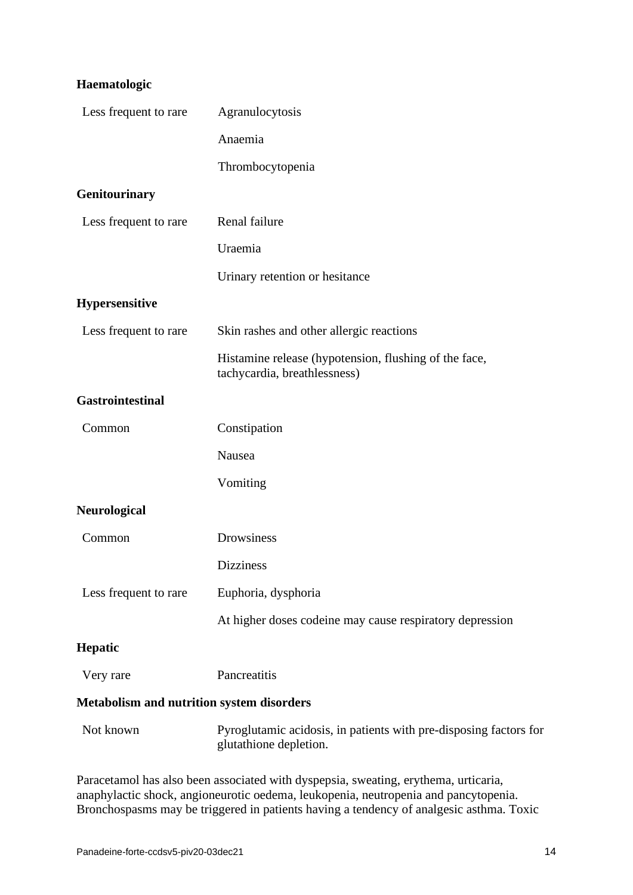**Haematologic**

| | |
|---|---|
| Less frequent to rare | Agranulocytosis |
| | Anaemia |
| | Thrombocytopenia |

**Genitourinary**

| | |
|---|---|
| Less frequent to rare | Renal failure |
| | Uraemia |
| | Urinary retention or hesitance |

**Hypersensitive**

| | |
|---|---|
| Less frequent to rare | Skin rashes and other allergic reactions |
| | Histamine release (hypotension, flushing of the face, tachycardia, breathlessness) |

**Gastrointestinal**

| | |
|---|---|
| Common | Constipation |
| | Nausea |
| | Vomiting |

**Neurological**

| | |
|---|---|
| Common | Drowsiness |
| | Dizziness |
| Less frequent to rare | Euphoria, dysphoria |
| | At higher doses codeine may cause respiratory depression |

**Hepatic**

| | |
|---|---|
| Very rare | Pancreatitis |

**Metabolism and nutrition system disorders**

| | |
|---|---|
| Not known | Pyroglutamic acidosis, in patients with pre-disposing factors for glutathione depletion. |

Paracetamol has also been associated with dyspepsia, sweating, erythema, urticaria, anaphylactic shock, angioneurotic oedema, leukopenia, neutropenia and pancytopenia. Bronchospasms may be triggered in patients having a tendency of analgesic asthma. Toxic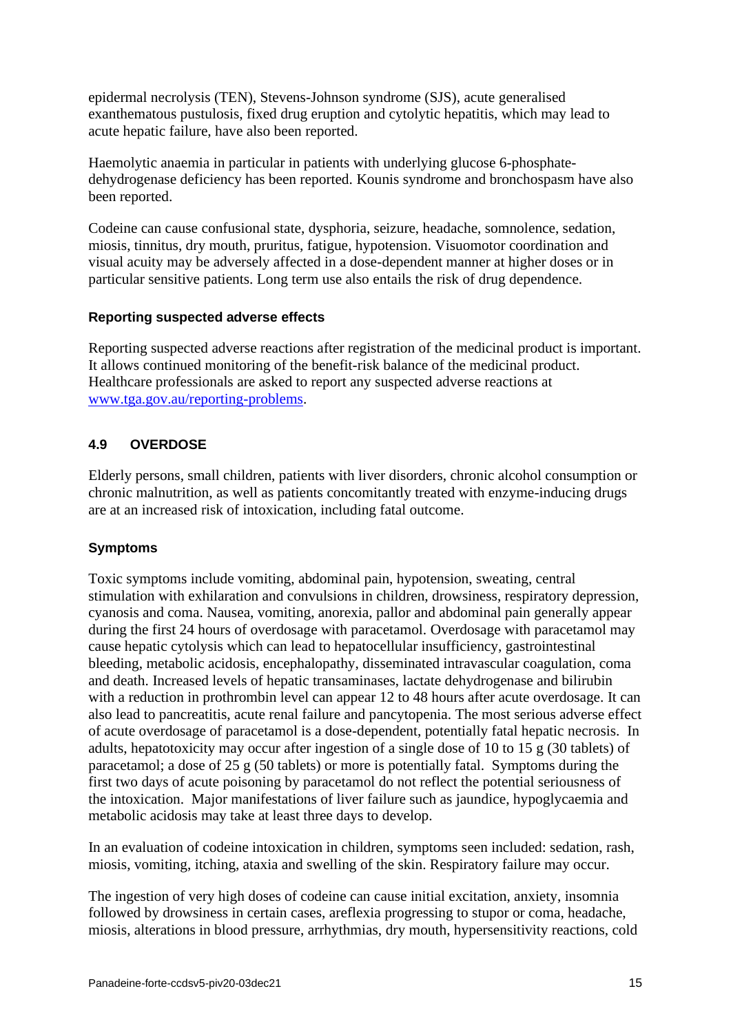epidermal necrolysis (TEN), Stevens-Johnson syndrome (SJS), acute generalised exanthematous pustulosis, fixed drug eruption and cytolytic hepatitis, which may lead to acute hepatic failure, have also been reported.

Haemolytic anaemia in particular in patients with underlying glucose 6-phosphate-dehydrogenase deficiency has been reported. Kounis syndrome and bronchospasm have also been reported.

Codeine can cause confusional state, dysphoria, seizure, headache, somnolence, sedation, miosis, tinnitus, dry mouth, pruritus, fatigue, hypotension. Visuomotor coordination and visual acuity may be adversely affected in a dose-dependent manner at higher doses or in particular sensitive patients. Long term use also entails the risk of drug dependence.

#### Reporting suspected adverse effects

Reporting suspected adverse reactions after registration of the medicinal product is important. It allows continued monitoring of the benefit-risk balance of the medicinal product. Healthcare professionals are asked to report any suspected adverse reactions at [www.tga.gov.au/reporting-problems](http://www.tga.gov.au/reporting-problems).

### 4.9 OVERDOSE

Elderly persons, small children, patients with liver disorders, chronic alcohol consumption or chronic malnutrition, as well as patients concomitantly treated with enzyme-inducing drugs are at an increased risk of intoxication, including fatal outcome.

#### Symptoms

Toxic symptoms include vomiting, abdominal pain, hypotension, sweating, central stimulation with exhilaration and convulsions in children, drowsiness, respiratory depression, cyanosis and coma. Nausea, vomiting, anorexia, pallor and abdominal pain generally appear during the first 24 hours of overdosage with paracetamol. Overdosage with paracetamol may cause hepatic cytolysis which can lead to hepatocellular insufficiency, gastrointestinal bleeding, metabolic acidosis, encephalopathy, disseminated intravascular coagulation, coma and death. Increased levels of hepatic transaminases, lactate dehydrogenase and bilirubin with a reduction in prothrombin level can appear 12 to 48 hours after acute overdosage. It can also lead to pancreatitis, acute renal failure and pancytopenia. The most serious adverse effect of acute overdosage of paracetamol is a dose-dependent, potentially fatal hepatic necrosis. In adults, hepatotoxicity may occur after ingestion of a single dose of 10 to 15 g (30 tablets) of paracetamol; a dose of 25 g (50 tablets) or more is potentially fatal. Symptoms during the first two days of acute poisoning by paracetamol do not reflect the potential seriousness of the intoxication. Major manifestations of liver failure such as jaundice, hypoglycaemia and metabolic acidosis may take at least three days to develop.

In an evaluation of codeine intoxication in children, symptoms seen included: sedation, rash, miosis, vomiting, itching, ataxia and swelling of the skin. Respiratory failure may occur.

The ingestion of very high doses of codeine can cause initial excitation, anxiety, insomnia followed by drowsiness in certain cases, areflexia progressing to stupor or coma, headache, miosis, alterations in blood pressure, arrhythmias, dry mouth, hypersensitivity reactions, cold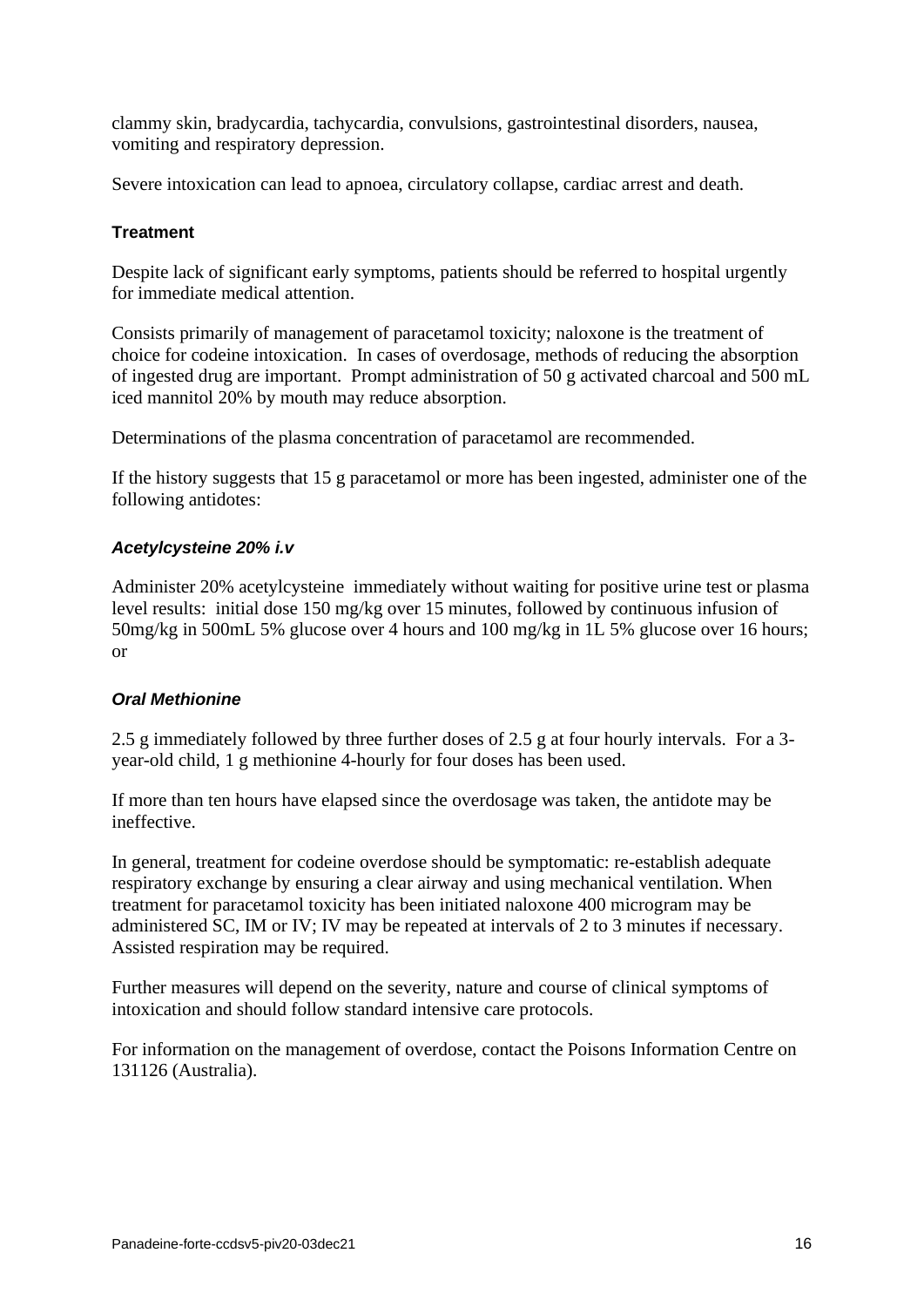clammy skin, bradycardia, tachycardia, convulsions, gastrointestinal disorders, nausea, vomiting and respiratory depression.

Severe intoxication can lead to apnoea, circulatory collapse, cardiac arrest and death.

#### Treatment

Despite lack of significant early symptoms, patients should be referred to hospital urgently for immediate medical attention.

Consists primarily of management of paracetamol toxicity; naloxone is the treatment of choice for codeine intoxication. In cases of overdosage, methods of reducing the absorption of ingested drug are important. Prompt administration of 50 g activated charcoal and 500 mL iced mannitol 20% by mouth may reduce absorption.

Determinations of the plasma concentration of paracetamol are recommended.

If the history suggests that 15 g paracetamol or more has been ingested, administer one of the following antidotes:

##### *Acetylcysteine 20% i.v*

Administer 20% acetylcysteine immediately without waiting for positive urine test or plasma level results: initial dose 150 mg/kg over 15 minutes, followed by continuous infusion of 50mg/kg in 500mL 5% glucose over 4 hours and 100 mg/kg in 1L 5% glucose over 16 hours; or

##### *Oral Methionine*

2.5 g immediately followed by three further doses of 2.5 g at four hourly intervals. For a 3-year-old child, 1 g methionine 4-hourly for four doses has been used.

If more than ten hours have elapsed since the overdosage was taken, the antidote may be ineffective.

In general, treatment for codeine overdose should be symptomatic: re-establish adequate respiratory exchange by ensuring a clear airway and using mechanical ventilation. When treatment for paracetamol toxicity has been initiated naloxone 400 microgram may be administered SC, IM or IV; IV may be repeated at intervals of 2 to 3 minutes if necessary. Assisted respiration may be required.

Further measures will depend on the severity, nature and course of clinical symptoms of intoxication and should follow standard intensive care protocols.

For information on the management of overdose, contact the Poisons Information Centre on 131126 (Australia).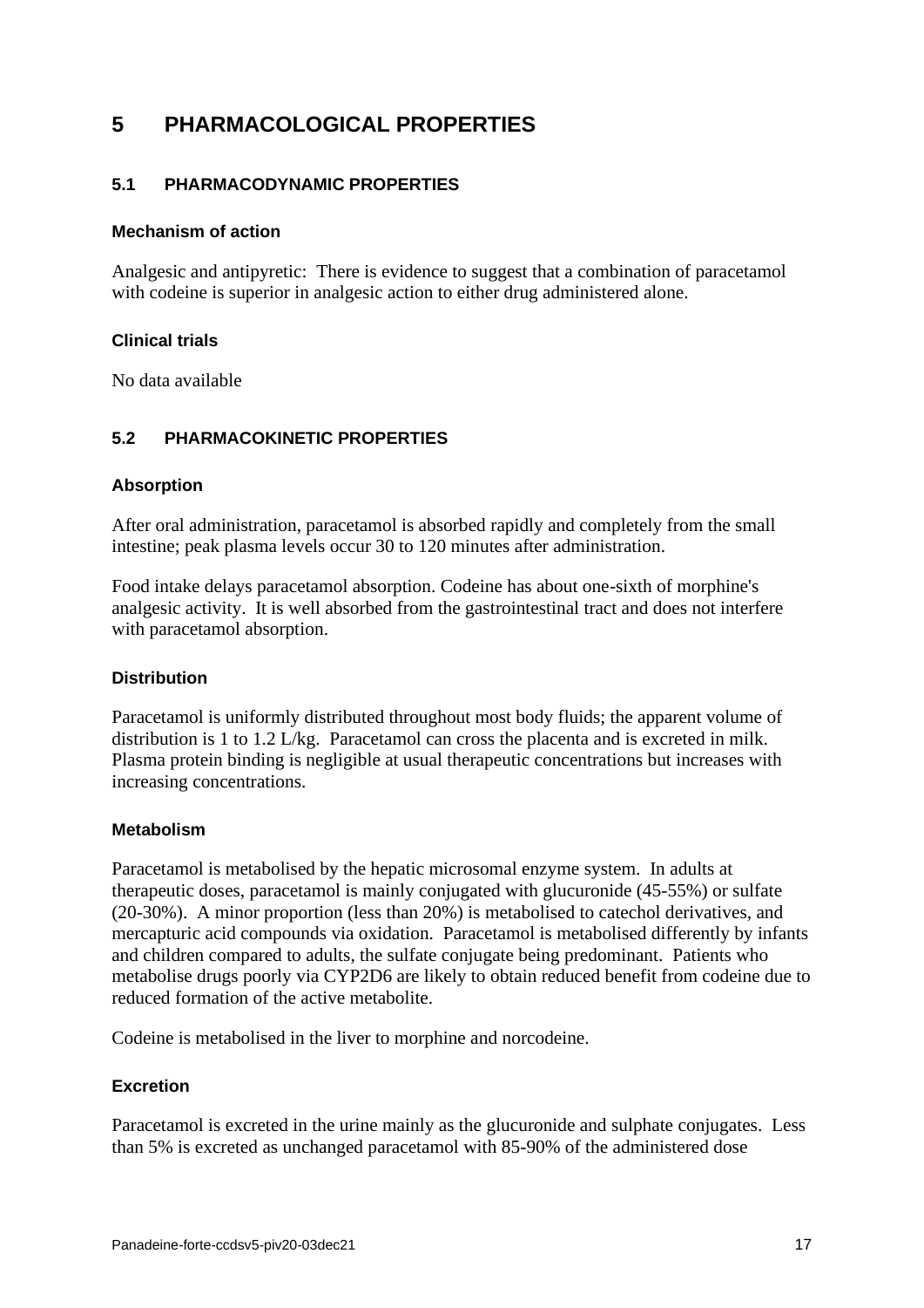# 5 PHARMACOLOGICAL PROPERTIES

## 5.1 PHARMACODYNAMIC PROPERTIES

### Mechanism of action

Analgesic and antipyretic: There is evidence to suggest that a combination of paracetamol with codeine is superior in analgesic action to either drug administered alone.

### Clinical trials

No data available

## 5.2 PHARMACOKINETIC PROPERTIES

### Absorption

After oral administration, paracetamol is absorbed rapidly and completely from the small intestine; peak plasma levels occur 30 to 120 minutes after administration.

Food intake delays paracetamol absorption. Codeine has about one-sixth of morphine's analgesic activity. It is well absorbed from the gastrointestinal tract and does not interfere with paracetamol absorption.

### Distribution

Paracetamol is uniformly distributed throughout most body fluids; the apparent volume of distribution is 1 to 1.2 L/kg. Paracetamol can cross the placenta and is excreted in milk. Plasma protein binding is negligible at usual therapeutic concentrations but increases with increasing concentrations.

### Metabolism

Paracetamol is metabolised by the hepatic microsomal enzyme system. In adults at therapeutic doses, paracetamol is mainly conjugated with glucuronide (45-55%) or sulfate (20-30%). A minor proportion (less than 20%) is metabolised to catechol derivatives, and mercapturic acid compounds via oxidation. Paracetamol is metabolised differently by infants and children compared to adults, the sulfate conjugate being predominant. Patients who metabolise drugs poorly via CYP2D6 are likely to obtain reduced benefit from codeine due to reduced formation of the active metabolite.

Codeine is metabolised in the liver to morphine and norcodeine.

### Excretion

Paracetamol is excreted in the urine mainly as the glucuronide and sulphate conjugates. Less than 5% is excreted as unchanged paracetamol with 85-90% of the administered dose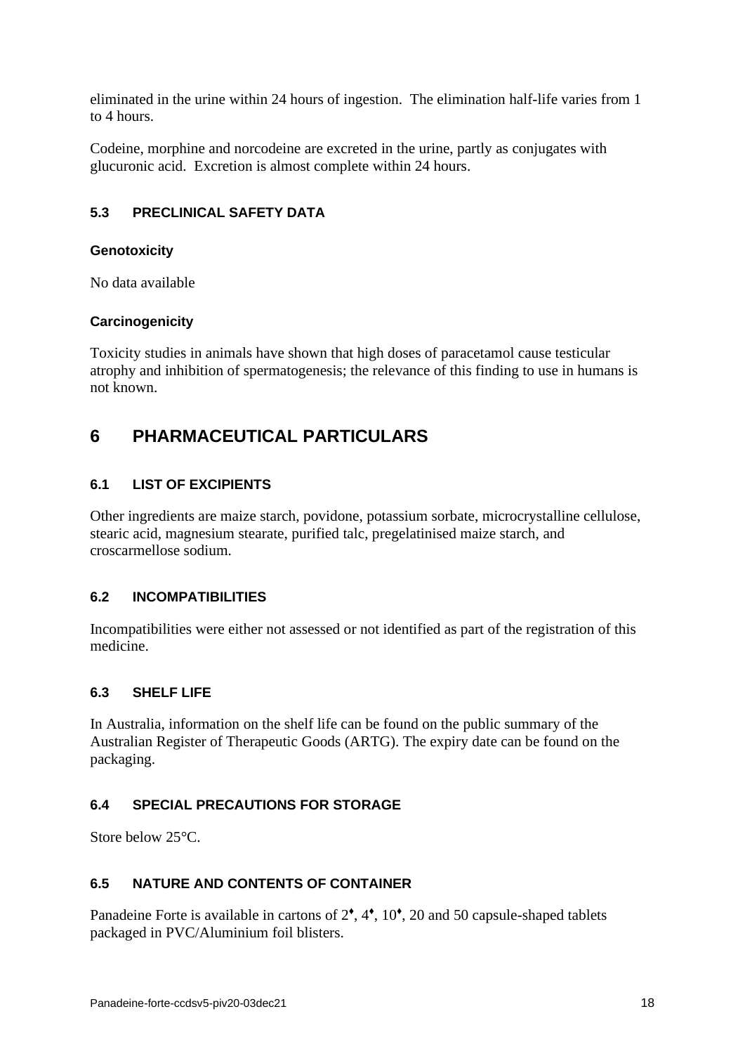eliminated in the urine within 24 hours of ingestion. The elimination half-life varies from 1 to 4 hours.

Codeine, morphine and norcodeine are excreted in the urine, partly as conjugates with glucuronic acid. Excretion is almost complete within 24 hours.

### 5.3 PRECLINICAL SAFETY DATA

#### Genotoxicity

No data available

#### Carcinogenicity

Toxicity studies in animals have shown that high doses of paracetamol cause testicular atrophy and inhibition of spermatogenesis; the relevance of this finding to use in humans is not known.

## 6 PHARMACEUTICAL PARTICULARS

### 6.1 LIST OF EXCIPIENTS

Other ingredients are maize starch, povidone, potassium sorbate, microcrystalline cellulose, stearic acid, magnesium stearate, purified talc, pregelatinised maize starch, and croscarmellose sodium.

### 6.2 INCOMPATIBILITIES

Incompatibilities were either not assessed or not identified as part of the registration of this medicine.

### 6.3 SHELF LIFE

In Australia, information on the shelf life can be found on the public summary of the Australian Register of Therapeutic Goods (ARTG). The expiry date can be found on the packaging.

### 6.4 SPECIAL PRECAUTIONS FOR STORAGE

Store below 25°C.

### 6.5 NATURE AND CONTENTS OF CONTAINER

Panadeine Forte is available in cartons of 2♦, 4♦, 10♦, 20 and 50 capsule-shaped tablets packaged in PVC/Aluminium foil blisters.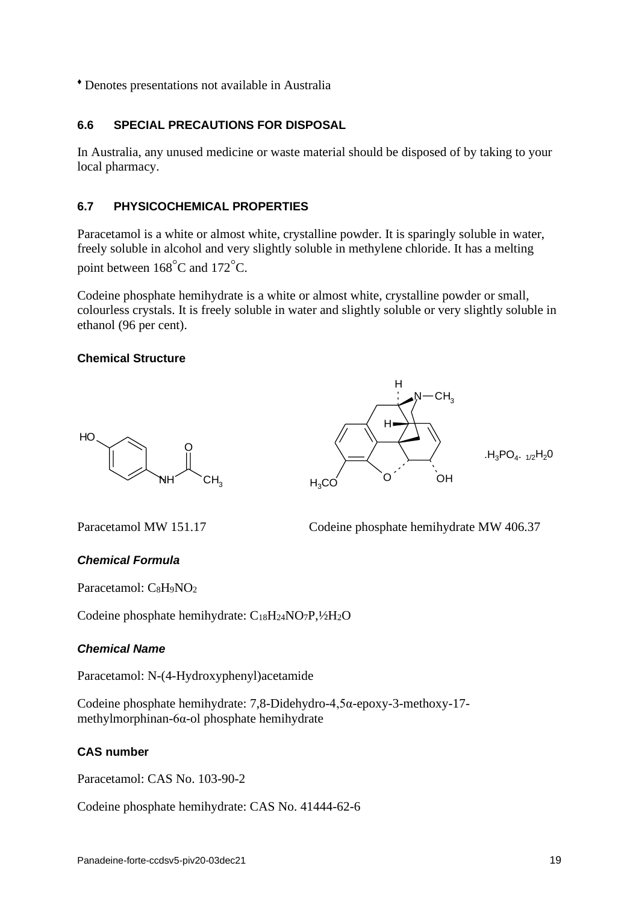♦ Denotes presentations not available in Australia

## 6.6 SPECIAL PRECAUTIONS FOR DISPOSAL

In Australia, any unused medicine or waste material should be disposed of by taking to your local pharmacy.

## 6.7 PHYSICOCHEMICAL PROPERTIES

Paracetamol is a white or almost white, crystalline powder. It is sparingly soluble in water, freely soluble in alcohol and very slightly soluble in methylene chloride. It has a melting point between 168°C and 172°C.

Codeine phosphate hemihydrate is a white or almost white, crystalline powder or small, colourless crystals. It is freely soluble in water and slightly soluble or very slightly soluble in ethanol (96 per cent).

### Chemical Structure

Paracetamol MW 151.17

Codeine phosphate hemihydrate MW 406.37

### *Chemical Formula*

Paracetamol: $C_8H_9NO_2$

Codeine phosphate hemihydrate: $C_{18}H_{24}NO_7P,½H_2O$

### *Chemical Name*

Paracetamol: N-(4-Hydroxyphenyl)acetamide

Codeine phosphate hemihydrate: 7,8-Didehydro-4,5α-epoxy-3-methoxy-17-methylmorphinan-6α-ol phosphate hemihydrate

### CAS number

Paracetamol: CAS No. 103-90-2

Codeine phosphate hemihydrate: CAS No. 41444-62-6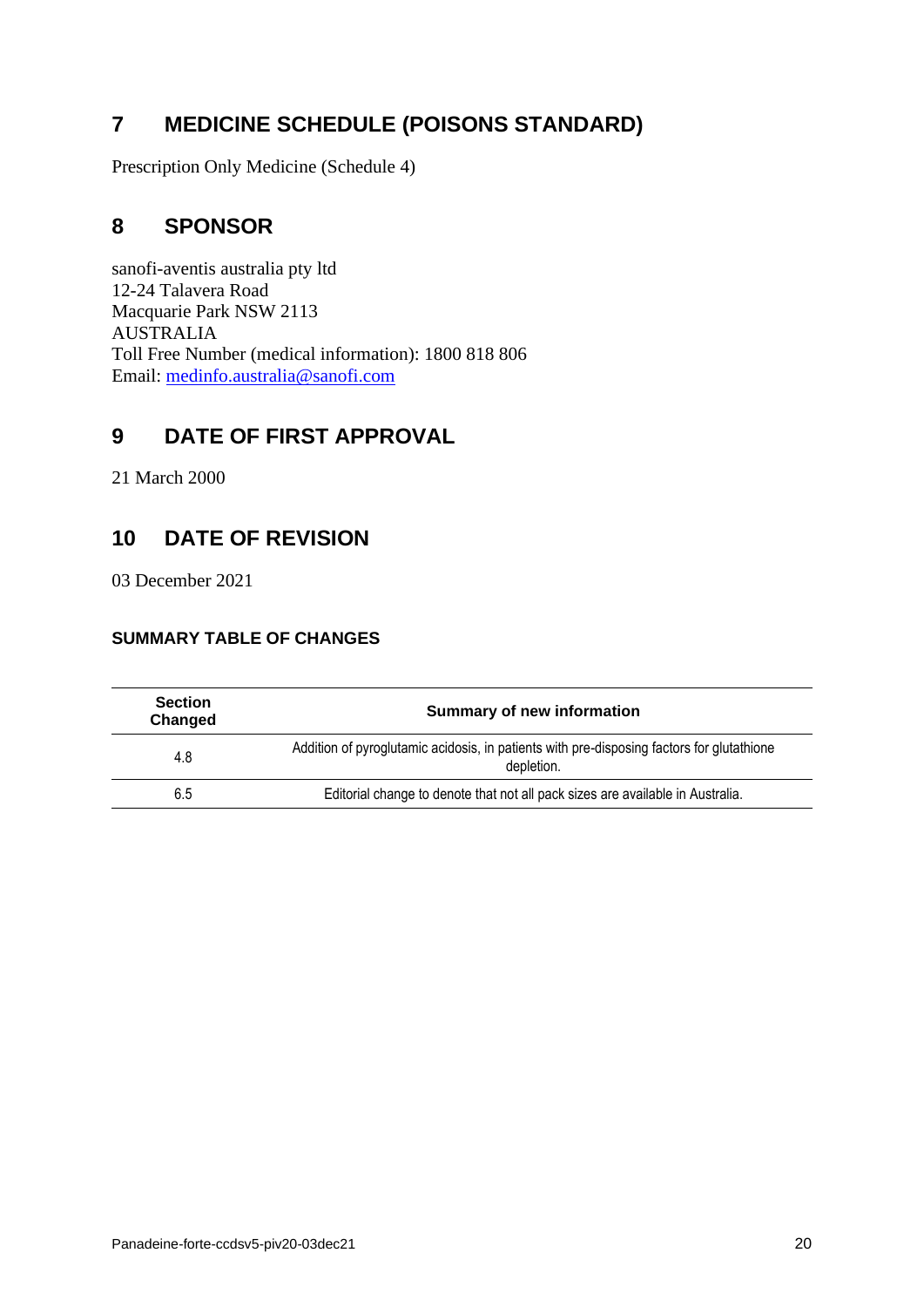## 7 MEDICINE SCHEDULE (POISONS STANDARD)

Prescription Only Medicine (Schedule 4)

## 8 SPONSOR

sanofi-aventis australia pty ltd
12-24 Talavera Road
Macquarie Park NSW 2113
AUSTRALIA
Toll Free Number (medical information): 1800 818 806
Email: medinfo.australia@sanofi.com

## 9 DATE OF FIRST APPROVAL

21 March 2000

## 10 DATE OF REVISION

03 December 2021

### SUMMARY TABLE OF CHANGES

| Section Changed | Summary of new information |
|---|---|
| 4.8 | Addition of pyroglutamic acidosis, in patients with pre-disposing factors for glutathione depletion. |
| 6.5 | Editorial change to denote that not all pack sizes are available in Australia. |